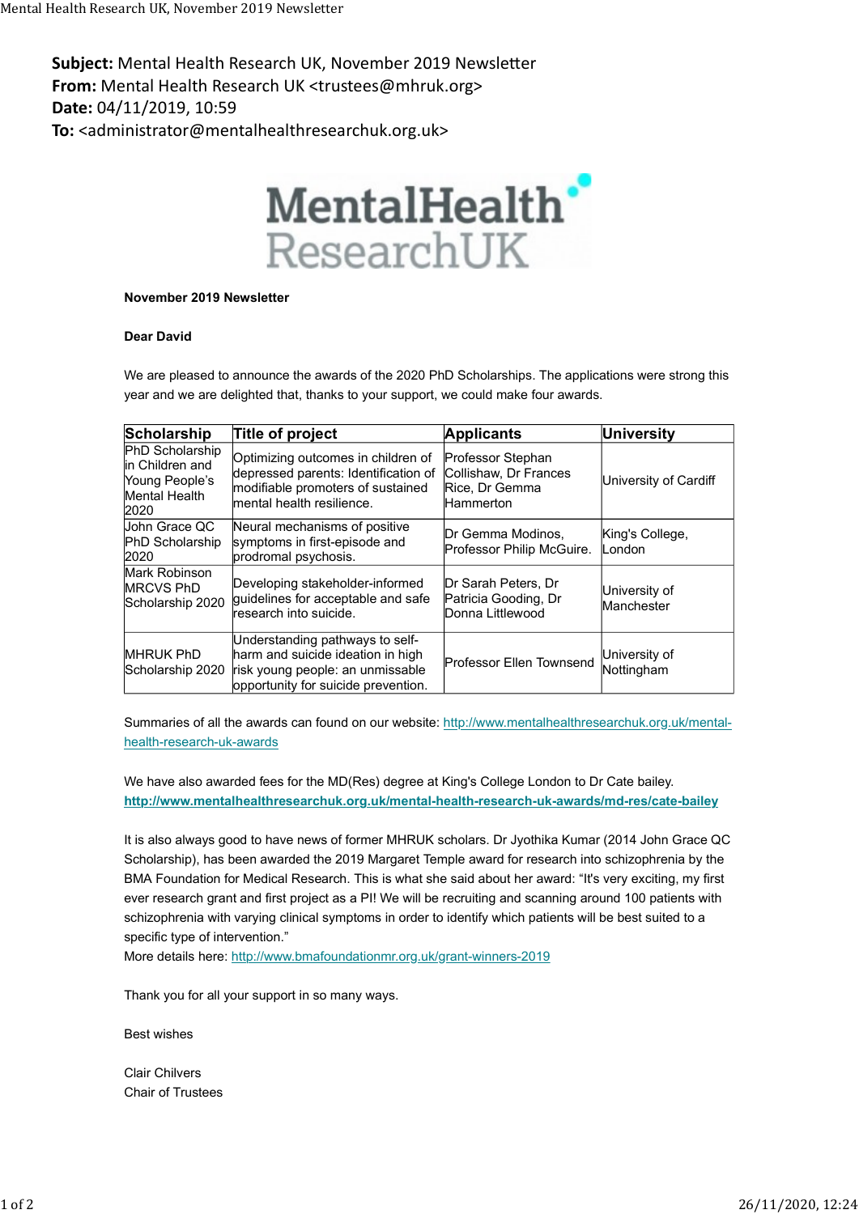**Subject:** Mental Health Research UK, November 2019 Newsletter
**From:** Mental Health Research UK <trustees@mhruk.org>
**Date:** 04/11/2019, 10:59
**To:** <administrator@mentalhealthresearchuk.org.uk>

MentalHealth ResearchUK

**November 2019 Newsletter**

**Dear David**

We are pleased to announce the awards of the 2020 PhD Scholarships. The applications were strong this year and we are delighted that, thanks to your support, we could make four awards.

| Scholarship | Title of project | Applicants | University |
|---|---|---|---|
| PhD Scholarship in Children and Young People's Mental Health 2020 | Optimizing outcomes in children of depressed parents: Identification of modifiable promoters of sustained mental health resilience. | Professor Stephan Collishaw, Dr Frances Rice, Dr Gemma Hammerton | University of Cardiff |
| John Grace QC PhD Scholarship 2020 | Neural mechanisms of positive symptoms in first-episode and prodromal psychosis. | Dr Gemma Modinos, Professor Philip McGuire. | King's College, London |
| Mark Robinson MRCVS PhD Scholarship 2020 | Developing stakeholder-informed guidelines for acceptable and safe research into suicide. | Dr Sarah Peters, Dr Patricia Gooding, Dr Donna Littlewood | University of Manchester |
| MHRUK PhD Scholarship 2020 | Understanding pathways to self-harm and suicide ideation in high risk young people: an unmissable opportunity for suicide prevention. | Professor Ellen Townsend | University of Nottingham |

Summaries of all the awards can found on our website: http://www.mentalhealthresearchuk.org.uk/mental-health-research-uk-awards

We have also awarded fees for the MD(Res) degree at King's College London to Dr Cate bailey.
**http://www.mentalhealthresearchuk.org.uk/mental-health-research-uk-awards/md-res/cate-bailey**

It is also always good to have news of former MHRUK scholars. Dr Jyothika Kumar (2014 John Grace QC Scholarship), has been awarded the 2019 Margaret Temple award for research into schizophrenia by the BMA Foundation for Medical Research. This is what she said about her award: "It's very exciting, my first ever research grant and first project as a PI! We will be recruiting and scanning around 100 patients with schizophrenia with varying clinical symptoms in order to identify which patients will be best suited to a specific type of intervention."
More details here: http://www.bmafoundationmr.org.uk/grant-winners-2019

Thank you for all your support in so many ways.

Best wishes

Clair Chilvers
Chair of Trustees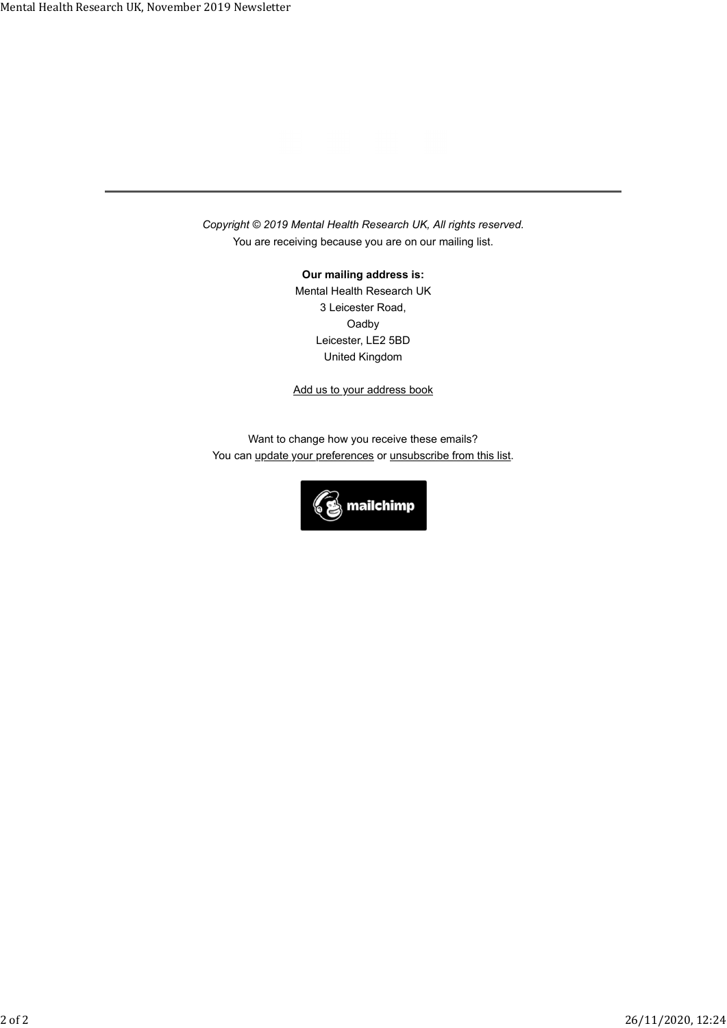---

*Copyright © 2019 Mental Health Research UK, All rights reserved.*
You are receiving because you are on our mailing list.

**Our mailing address is:**
Mental Health Research UK
3 Leicester Road,
Oadby
Leicester, LE2 5BD
United Kingdom

Add us to your address book

Want to change how you receive these emails?
You can update your preferences or unsubscribe from this list.

mailchimp